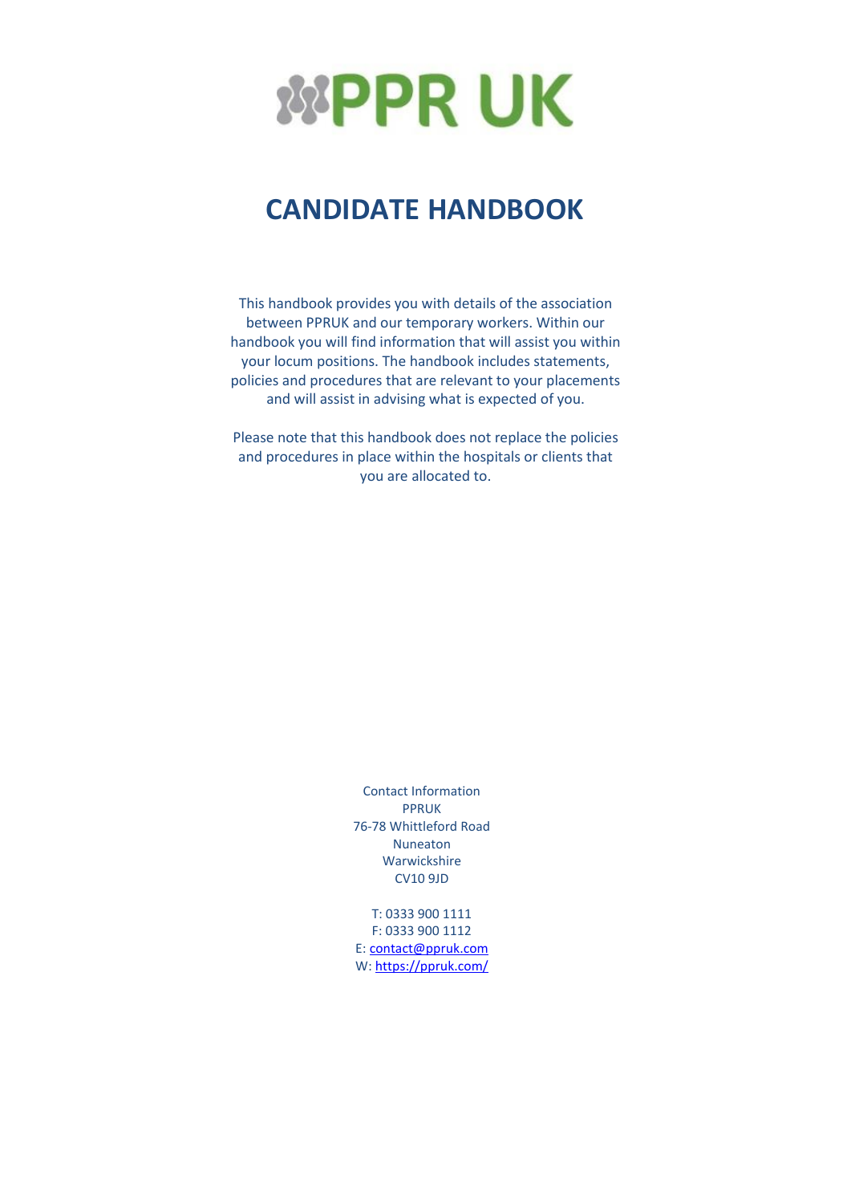# PPR UK

## CANDIDATE HANDBOOK

This handbook provides you with details of the association between PPRUK and our temporary workers. Within our handbook you will find information that will assist you within your locum positions. The handbook includes statements, policies and procedures that are relevant to your placements and will assist in advising what is expected of you.

Please note that this handbook does not replace the policies and procedures in place within the hospitals or clients that you are allocated to.

Contact Information
PPRUK
76-78 Whittleford Road
Nuneaton
Warwickshire
CV10 9JD

T: 0333 900 1111
F: 0333 900 1112
E: contact@ppruk.com
W: https://ppruk.com/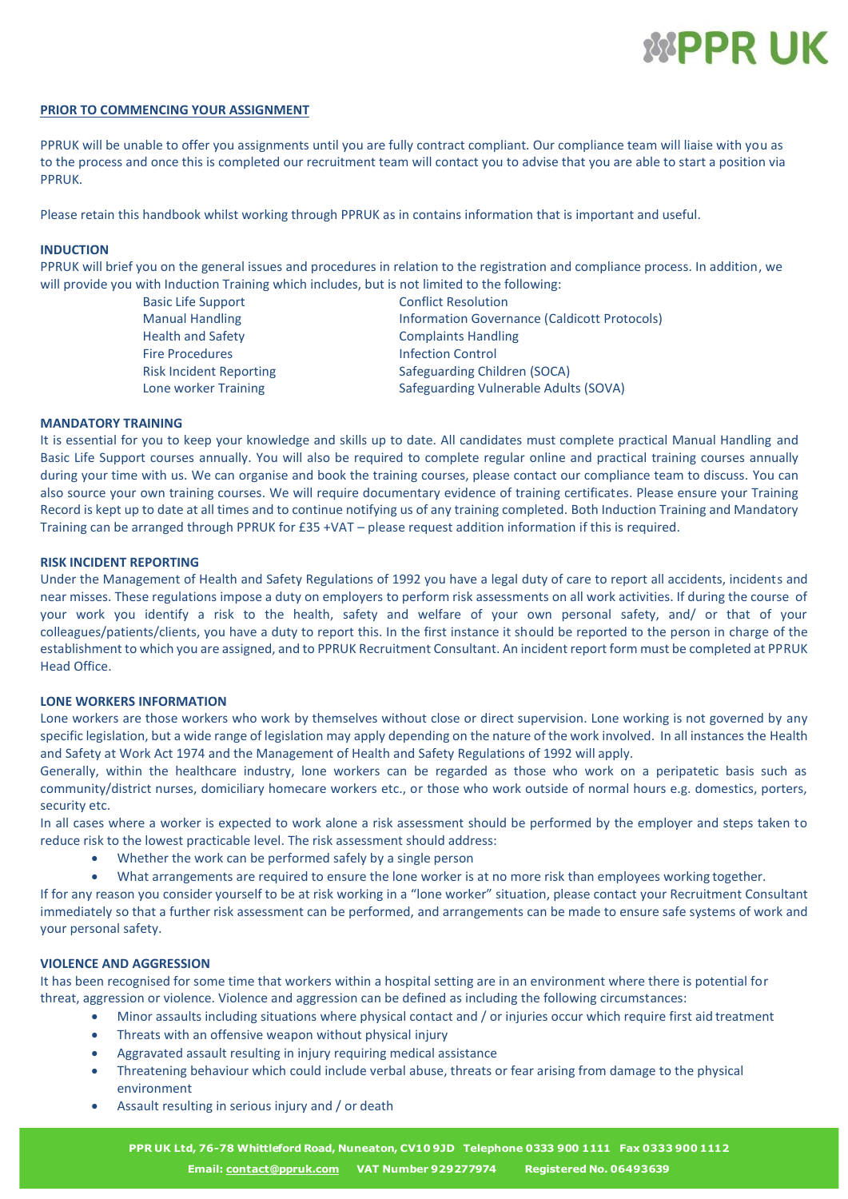## PRIOR TO COMMENCING YOUR ASSIGNMENT

PPRUK will be unable to offer you assignments until you are fully contract compliant. Our compliance team will liaise with you as to the process and once this is completed our recruitment team will contact you to advise that you are able to start a position via PPRUK.

Please retain this handbook whilst working through PPRUK as in contains information that is important and useful.

### INDUCTION

PPRUK will brief you on the general issues and procedures in relation to the registration and compliance process. In addition, we will provide you with Induction Training which includes, but is not limited to the following:

- Basic Life Support
- Manual Handling
- Health and Safety
- Fire Procedures
- Risk Incident Reporting
- Lone worker Training
- Conflict Resolution
- Information Governance (Caldicott Protocols)
- Complaints Handling
- Infection Control
- Safeguarding Children (SOCA)
- Safeguarding Vulnerable Adults (SOVA)

### MANDATORY TRAINING

It is essential for you to keep your knowledge and skills up to date. All candidates must complete practical Manual Handling and Basic Life Support courses annually. You will also be required to complete regular online and practical training courses annually during your time with us. We can organise and book the training courses, please contact our compliance team to discuss. You can also source your own training courses. We will require documentary evidence of training certificates. Please ensure your Training Record is kept up to date at all times and to continue notifying us of any training completed. Both Induction Training and Mandatory Training can be arranged through PPRUK for £35 +VAT – please request addition information if this is required.

### RISK INCIDENT REPORTING

Under the Management of Health and Safety Regulations of 1992 you have a legal duty of care to report all accidents, incidents and near misses. These regulations impose a duty on employers to perform risk assessments on all work activities. If during the course of your work you identify a risk to the health, safety and welfare of your own personal safety, and/ or that of your colleagues/patients/clients, you have a duty to report this. In the first instance it should be reported to the person in charge of the establishment to which you are assigned, and to PPRUK Recruitment Consultant. An incident report form must be completed at PPRUK Head Office.

### LONE WORKERS INFORMATION

Lone workers are those workers who work by themselves without close or direct supervision. Lone working is not governed by any specific legislation, but a wide range of legislation may apply depending on the nature of the work involved. In all instances the Health and Safety at Work Act 1974 and the Management of Health and Safety Regulations of 1992 will apply.

Generally, within the healthcare industry, lone workers can be regarded as those who work on a peripatetic basis such as community/district nurses, domiciliary homecare workers etc., or those who work outside of normal hours e.g. domestics, porters, security etc.

In all cases where a worker is expected to work alone a risk assessment should be performed by the employer and steps taken to reduce risk to the lowest practicable level. The risk assessment should address:

- Whether the work can be performed safely by a single person
- What arrangements are required to ensure the lone worker is at no more risk than employees working together.

If for any reason you consider yourself to be at risk working in a "lone worker" situation, please contact your Recruitment Consultant immediately so that a further risk assessment can be performed, and arrangements can be made to ensure safe systems of work and your personal safety.

### VIOLENCE AND AGGRESSION

It has been recognised for some time that workers within a hospital setting are in an environment where there is potential for threat, aggression or violence. Violence and aggression can be defined as including the following circumstances:

- Minor assaults including situations where physical contact and / or injuries occur which require first aid treatment
- Threats with an offensive weapon without physical injury
- Aggravated assault resulting in injury requiring medical assistance
- Threatening behaviour which could include verbal abuse, threats or fear arising from damage to the physical environment
- Assault resulting in serious injury and / or death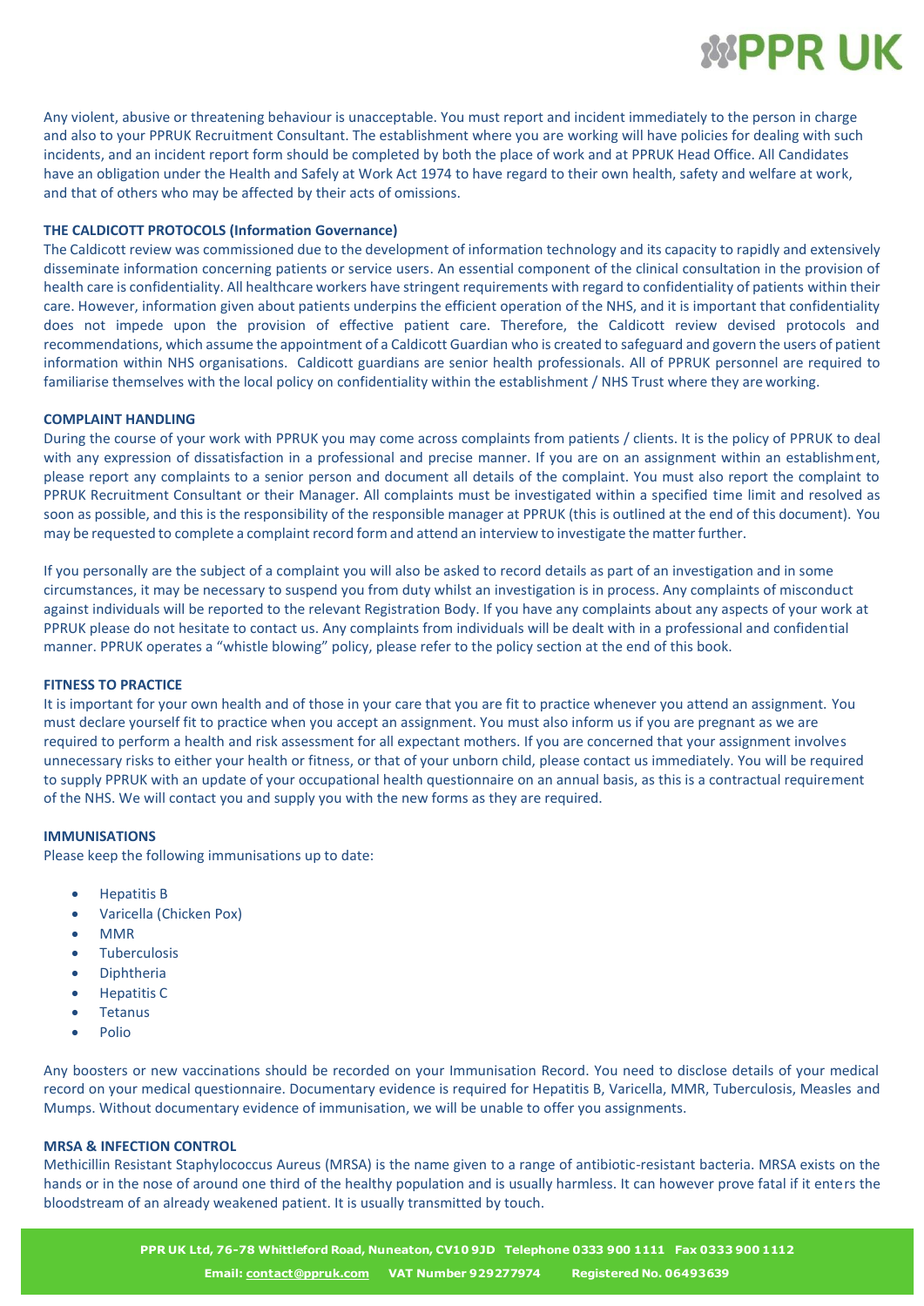Any violent, abusive or threatening behaviour is unacceptable. You must report and incident immediately to the person in charge and also to your PPRUK Recruitment Consultant. The establishment where you are working will have policies for dealing with such incidents, and an incident report form should be completed by both the place of work and at PPRUK Head Office. All Candidates have an obligation under the Health and Safely at Work Act 1974 to have regard to their own health, safety and welfare at work, and that of others who may be affected by their acts of omissions.

**THE CALDICOTT PROTOCOLS (Information Governance)**

The Caldicott review was commissioned due to the development of information technology and its capacity to rapidly and extensively disseminate information concerning patients or service users. An essential component of the clinical consultation in the provision of health care is confidentiality. All healthcare workers have stringent requirements with regard to confidentiality of patients within their care. However, information given about patients underpins the efficient operation of the NHS, and it is important that confidentiality does not impede upon the provision of effective patient care. Therefore, the Caldicott review devised protocols and recommendations, which assume the appointment of a Caldicott Guardian who is created to safeguard and govern the users of patient information within NHS organisations. Caldicott guardians are senior health professionals. All of PPRUK personnel are required to familiarise themselves with the local policy on confidentiality within the establishment / NHS Trust where they are working.

**COMPLAINT HANDLING**

During the course of your work with PPRUK you may come across complaints from patients / clients. It is the policy of PPRUK to deal with any expression of dissatisfaction in a professional and precise manner. If you are on an assignment within an establishment, please report any complaints to a senior person and document all details of the complaint. You must also report the complaint to PPRUK Recruitment Consultant or their Manager. All complaints must be investigated within a specified time limit and resolved as soon as possible, and this is the responsibility of the responsible manager at PPRUK (this is outlined at the end of this document). You may be requested to complete a complaint record form and attend an interview to investigate the matter further.

If you personally are the subject of a complaint you will also be asked to record details as part of an investigation and in some circumstances, it may be necessary to suspend you from duty whilst an investigation is in process. Any complaints of misconduct against individuals will be reported to the relevant Registration Body. If you have any complaints about any aspects of your work at PPRUK please do not hesitate to contact us. Any complaints from individuals will be dealt with in a professional and confidential manner. PPRUK operates a "whistle blowing" policy, please refer to the policy section at the end of this book.

**FITNESS TO PRACTICE**

It is important for your own health and of those in your care that you are fit to practice whenever you attend an assignment. You must declare yourself fit to practice when you accept an assignment. You must also inform us if you are pregnant as we are required to perform a health and risk assessment for all expectant mothers. If you are concerned that your assignment involves unnecessary risks to either your health or fitness, or that of your unborn child, please contact us immediately. You will be required to supply PPRUK with an update of your occupational health questionnaire on an annual basis, as this is a contractual requirement of the NHS. We will contact you and supply you with the new forms as they are required.

**IMMUNISATIONS**

Please keep the following immunisations up to date:

- Hepatitis B
- Varicella (Chicken Pox)
- MMR
- Tuberculosis
- Diphtheria
- Hepatitis C
- Tetanus
- Polio

Any boosters or new vaccinations should be recorded on your Immunisation Record. You need to disclose details of your medical record on your medical questionnaire. Documentary evidence is required for Hepatitis B, Varicella, MMR, Tuberculosis, Measles and Mumps. Without documentary evidence of immunisation, we will be unable to offer you assignments.

**MRSA & INFECTION CONTROL**

Methicillin Resistant Staphylococcus Aureus (MRSA) is the name given to a range of antibiotic-resistant bacteria. MRSA exists on the hands or in the nose of around one third of the healthy population and is usually harmless. It can however prove fatal if it enters the bloodstream of an already weakened patient. It is usually transmitted by touch.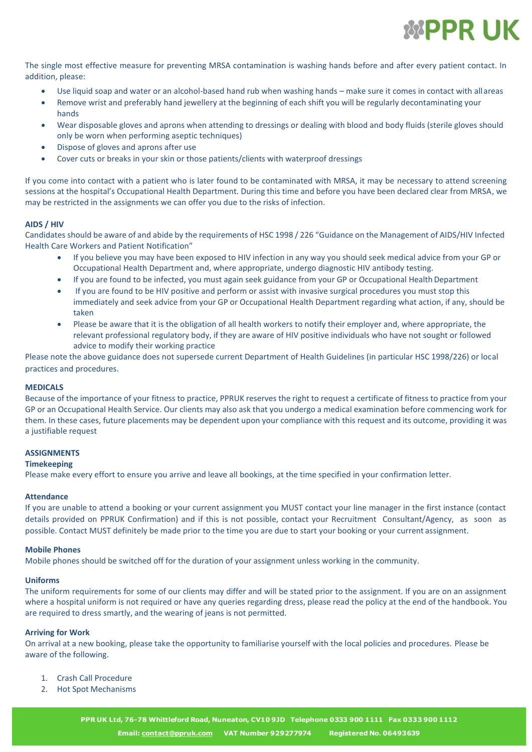The single most effective measure for preventing MRSA contamination is washing hands before and after every patient contact. In addition, please:

- Use liquid soap and water or an alcohol-based hand rub when washing hands – make sure it comes in contact with all areas
- Remove wrist and preferably hand jewellery at the beginning of each shift you will be regularly decontaminating your hands
- Wear disposable gloves and aprons when attending to dressings or dealing with blood and body fluids (sterile gloves should only be worn when performing aseptic techniques)
- Dispose of gloves and aprons after use
- Cover cuts or breaks in your skin or those patients/clients with waterproof dressings

If you come into contact with a patient who is later found to be contaminated with MRSA, it may be necessary to attend screening sessions at the hospital's Occupational Health Department. During this time and before you have been declared clear from MRSA, we may be restricted in the assignments we can offer you due to the risks of infection.

**AIDS / HIV**

Candidates should be aware of and abide by the requirements of HSC 1998 / 226 "Guidance on the Management of AIDS/HIV Infected Health Care Workers and Patient Notification"

- If you believe you may have been exposed to HIV infection in any way you should seek medical advice from your GP or Occupational Health Department and, where appropriate, undergo diagnostic HIV antibody testing.
- If you are found to be infected, you must again seek guidance from your GP or Occupational Health Department
- If you are found to be HIV positive and perform or assist with invasive surgical procedures you must stop this immediately and seek advice from your GP or Occupational Health Department regarding what action, if any, should be taken
- Please be aware that it is the obligation of all health workers to notify their employer and, where appropriate, the relevant professional regulatory body, if they are aware of HIV positive individuals who have not sought or followed advice to modify their working practice

Please note the above guidance does not supersede current Department of Health Guidelines (in particular HSC 1998/226) or local practices and procedures.

**MEDICALS**

Because of the importance of your fitness to practice, PPRUK reserves the right to request a certificate of fitness to practice from your GP or an Occupational Health Service. Our clients may also ask that you undergo a medical examination before commencing work for them. In these cases, future placements may be dependent upon your compliance with this request and its outcome, providing it was a justifiable request

**ASSIGNMENTS**

**Timekeeping**

Please make every effort to ensure you arrive and leave all bookings, at the time specified in your confirmation letter.

**Attendance**

If you are unable to attend a booking or your current assignment you MUST contact your line manager in the first instance (contact details provided on PPRUK Confirmation) and if this is not possible, contact your Recruitment Consultant/Agency, as soon as possible. Contact MUST definitely be made prior to the time you are due to start your booking or your current assignment.

**Mobile Phones**

Mobile phones should be switched off for the duration of your assignment unless working in the community.

**Uniforms**

The uniform requirements for some of our clients may differ and will be stated prior to the assignment. If you are on an assignment where a hospital uniform is not required or have any queries regarding dress, please read the policy at the end of the handbook. You are required to dress smartly, and the wearing of jeans is not permitted.

**Arriving for Work**

On arrival at a new booking, please take the opportunity to familiarise yourself with the local policies and procedures. Please be aware of the following.

1. Crash Call Procedure
2. Hot Spot Mechanisms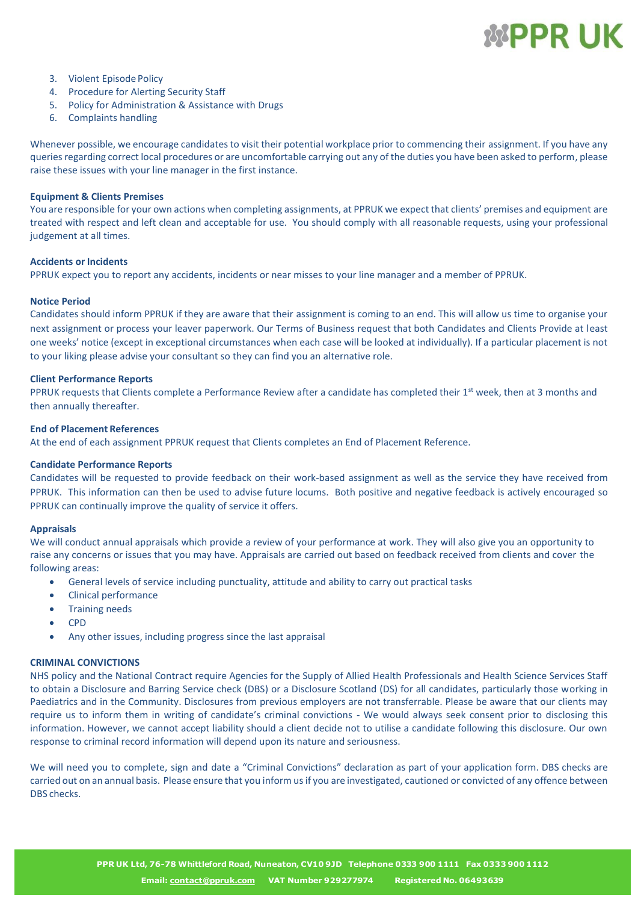3. Violent Episode Policy
4. Procedure for Alerting Security Staff
5. Policy for Administration & Assistance with Drugs
6. Complaints handling

Whenever possible, we encourage candidates to visit their potential workplace prior to commencing their assignment. If you have any queries regarding correct local procedures or are uncomfortable carrying out any of the duties you have been asked to perform, please raise these issues with your line manager in the first instance.

**Equipment & Clients Premises**

You are responsible for your own actions when completing assignments, at PPRUK we expect that clients' premises and equipment are treated with respect and left clean and acceptable for use. You should comply with all reasonable requests, using your professional judgement at all times.

**Accidents or Incidents**

PPRUK expect you to report any accidents, incidents or near misses to your line manager and a member of PPRUK.

**Notice Period**

Candidates should inform PPRUK if they are aware that their assignment is coming to an end. This will allow us time to organise your next assignment or process your leaver paperwork. Our Terms of Business request that both Candidates and Clients Provide at least one weeks' notice (except in exceptional circumstances when each case will be looked at individually). If a particular placement is not to your liking please advise your consultant so they can find you an alternative role.

**Client Performance Reports**

PPRUK requests that Clients complete a Performance Review after a candidate has completed their 1st week, then at 3 months and then annually thereafter.

**End of Placement References**

At the end of each assignment PPRUK request that Clients completes an End of Placement Reference.

**Candidate Performance Reports**

Candidates will be requested to provide feedback on their work-based assignment as well as the service they have received from PPRUK. This information can then be used to advise future locums. Both positive and negative feedback is actively encouraged so PPRUK can continually improve the quality of service it offers.

**Appraisals**

We will conduct annual appraisals which provide a review of your performance at work. They will also give you an opportunity to raise any concerns or issues that you may have. Appraisals are carried out based on feedback received from clients and cover the following areas:

- General levels of service including punctuality, attitude and ability to carry out practical tasks
- Clinical performance
- Training needs
- CPD
- Any other issues, including progress since the last appraisal

**CRIMINAL CONVICTIONS**

NHS policy and the National Contract require Agencies for the Supply of Allied Health Professionals and Health Science Services Staff to obtain a Disclosure and Barring Service check (DBS) or a Disclosure Scotland (DS) for all candidates, particularly those working in Paediatrics and in the Community. Disclosures from previous employers are not transferrable. Please be aware that our clients may require us to inform them in writing of candidate's criminal convictions - We would always seek consent prior to disclosing this information. However, we cannot accept liability should a client decide not to utilise a candidate following this disclosure. Our own response to criminal record information will depend upon its nature and seriousness.

We will need you to complete, sign and date a "Criminal Convictions" declaration as part of your application form. DBS checks are carried out on an annual basis. Please ensure that you inform us if you are investigated, cautioned or convicted of any offence between DBS checks.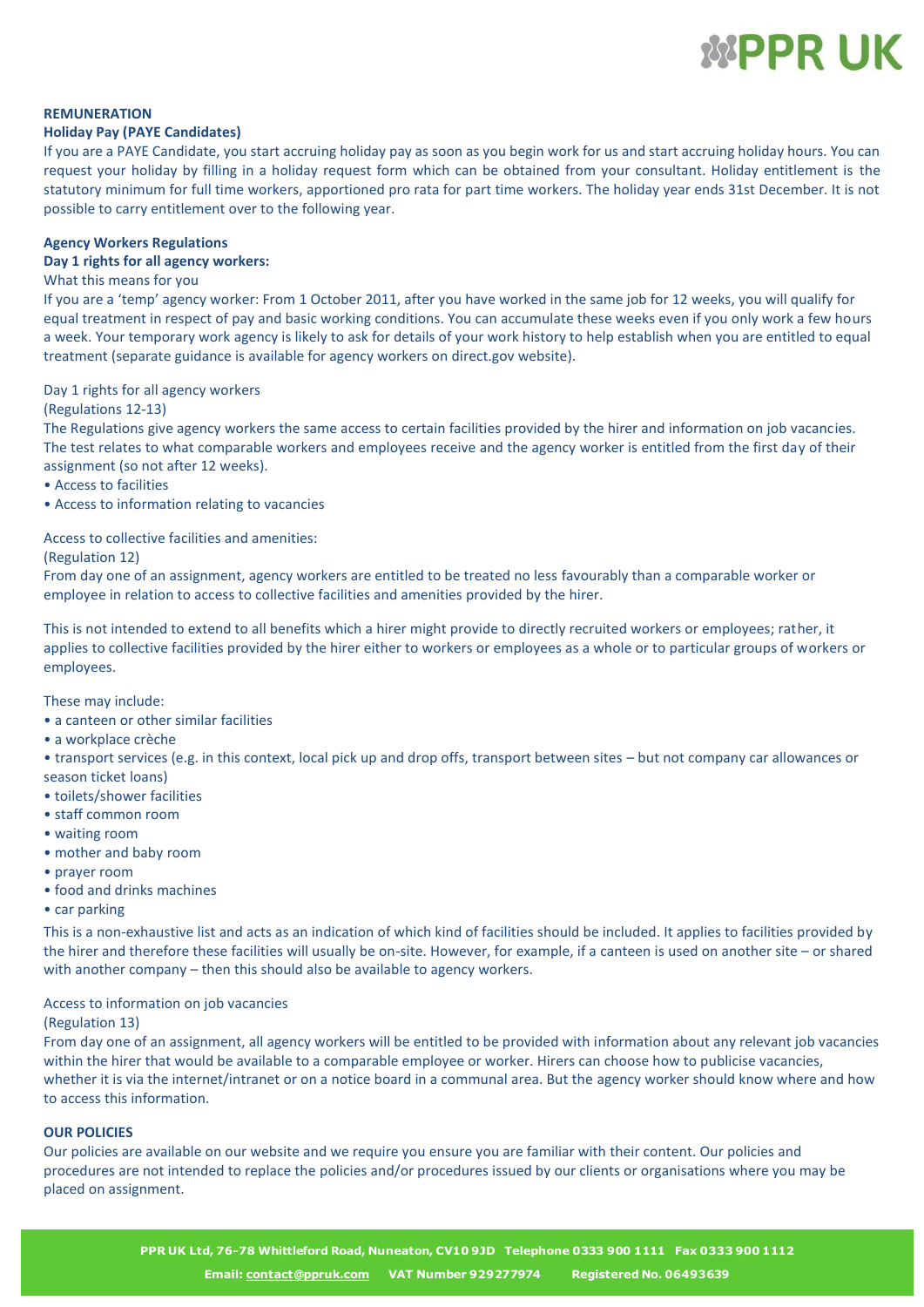**REMUNERATION**

**Holiday Pay (PAYE Candidates)**

If you are a PAYE Candidate, you start accruing holiday pay as soon as you begin work for us and start accruing holiday hours. You can request your holiday by filling in a holiday request form which can be obtained from your consultant. Holiday entitlement is the statutory minimum for full time workers, apportioned pro rata for part time workers. The holiday year ends 31st December. It is not possible to carry entitlement over to the following year.

**Agency Workers Regulations**

**Day 1 rights for all agency workers:**

What this means for you

If you are a 'temp' agency worker: From 1 October 2011, after you have worked in the same job for 12 weeks, you will qualify for equal treatment in respect of pay and basic working conditions. You can accumulate these weeks even if you only work a few hours a week. Your temporary work agency is likely to ask for details of your work history to help establish when you are entitled to equal treatment (separate guidance is available for agency workers on direct.gov website).

Day 1 rights for all agency workers

(Regulations 12-13)

The Regulations give agency workers the same access to certain facilities provided by the hirer and information on job vacancies. The test relates to what comparable workers and employees receive and the agency worker is entitled from the first day of their assignment (so not after 12 weeks).

- Access to facilities
- Access to information relating to vacancies

Access to collective facilities and amenities:

(Regulation 12)

From day one of an assignment, agency workers are entitled to be treated no less favourably than a comparable worker or employee in relation to access to collective facilities and amenities provided by the hirer.

This is not intended to extend to all benefits which a hirer might provide to directly recruited workers or employees; rather, it applies to collective facilities provided by the hirer either to workers or employees as a whole or to particular groups of workers or employees.

These may include:

- a canteen or other similar facilities
- a workplace crèche
- transport services (e.g. in this context, local pick up and drop offs, transport between sites – but not company car allowances or season ticket loans)
- toilets/shower facilities
- staff common room
- waiting room
- mother and baby room
- prayer room
- food and drinks machines
- car parking

This is a non-exhaustive list and acts as an indication of which kind of facilities should be included. It applies to facilities provided by the hirer and therefore these facilities will usually be on-site. However, for example, if a canteen is used on another site – or shared with another company – then this should also be available to agency workers.

Access to information on job vacancies

(Regulation 13)

From day one of an assignment, all agency workers will be entitled to be provided with information about any relevant job vacancies within the hirer that would be available to a comparable employee or worker. Hirers can choose how to publicise vacancies, whether it is via the internet/intranet or on a notice board in a communal area. But the agency worker should know where and how to access this information.

**OUR POLICIES**

Our policies are available on our website and we require you ensure you are familiar with their content. Our policies and procedures are not intended to replace the policies and/or procedures issued by our clients or organisations where you may be placed on assignment.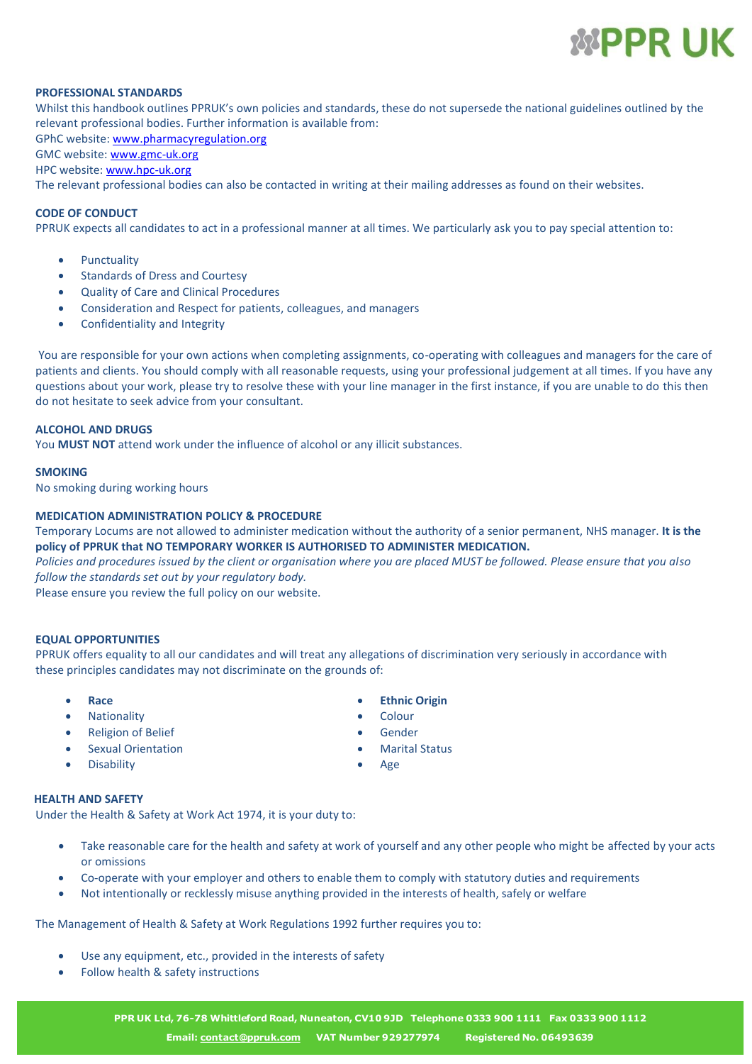## PROFESSIONAL STANDARDS

Whilst this handbook outlines PPRUK's own policies and standards, these do not supersede the national guidelines outlined by the relevant professional bodies. Further information is available from:
GPhC website: www.pharmacyregulation.org
GMC website: www.gmc-uk.org
HPC website: www.hpc-uk.org
The relevant professional bodies can also be contacted in writing at their mailing addresses as found on their websites.

## CODE OF CONDUCT

PPRUK expects all candidates to act in a professional manner at all times. We particularly ask you to pay special attention to:

- Punctuality
- Standards of Dress and Courtesy
- Quality of Care and Clinical Procedures
- Consideration and Respect for patients, colleagues, and managers
- Confidentiality and Integrity

You are responsible for your own actions when completing assignments, co-operating with colleagues and managers for the care of patients and clients. You should comply with all reasonable requests, using your professional judgement at all times. If you have any questions about your work, please try to resolve these with your line manager in the first instance, if you are unable to do this then do not hesitate to seek advice from your consultant.

## ALCOHOL AND DRUGS

You **MUST NOT** attend work under the influence of alcohol or any illicit substances.

## SMOKING

No smoking during working hours

## MEDICATION ADMINISTRATION POLICY & PROCEDURE

Temporary Locums are not allowed to administer medication without the authority of a senior permanent, NHS manager. **It is the policy of PPRUK that NO TEMPORARY WORKER IS AUTHORISED TO ADMINISTER MEDICATION.**
*Policies and procedures issued by the client or organisation where you are placed MUST be followed. Please ensure that you also follow the standards set out by your regulatory body.*
Please ensure you review the full policy on our website.

## EQUAL OPPORTUNITIES

PPRUK offers equality to all our candidates and will treat any allegations of discrimination very seriously in accordance with these principles candidates may not discriminate on the grounds of:

- **Race**
- Nationality
- Religion of Belief
- Sexual Orientation
- Disability
- **Ethnic Origin**
- Colour
- Gender
- Marital Status
- Age

## HEALTH AND SAFETY

Under the Health & Safety at Work Act 1974, it is your duty to:

- Take reasonable care for the health and safety at work of yourself and any other people who might be affected by your acts or omissions
- Co-operate with your employer and others to enable them to comply with statutory duties and requirements
- Not intentionally or recklessly misuse anything provided in the interests of health, safely or welfare

The Management of Health & Safety at Work Regulations 1992 further requires you to:

- Use any equipment, etc., provided in the interests of safety
- Follow health & safety instructions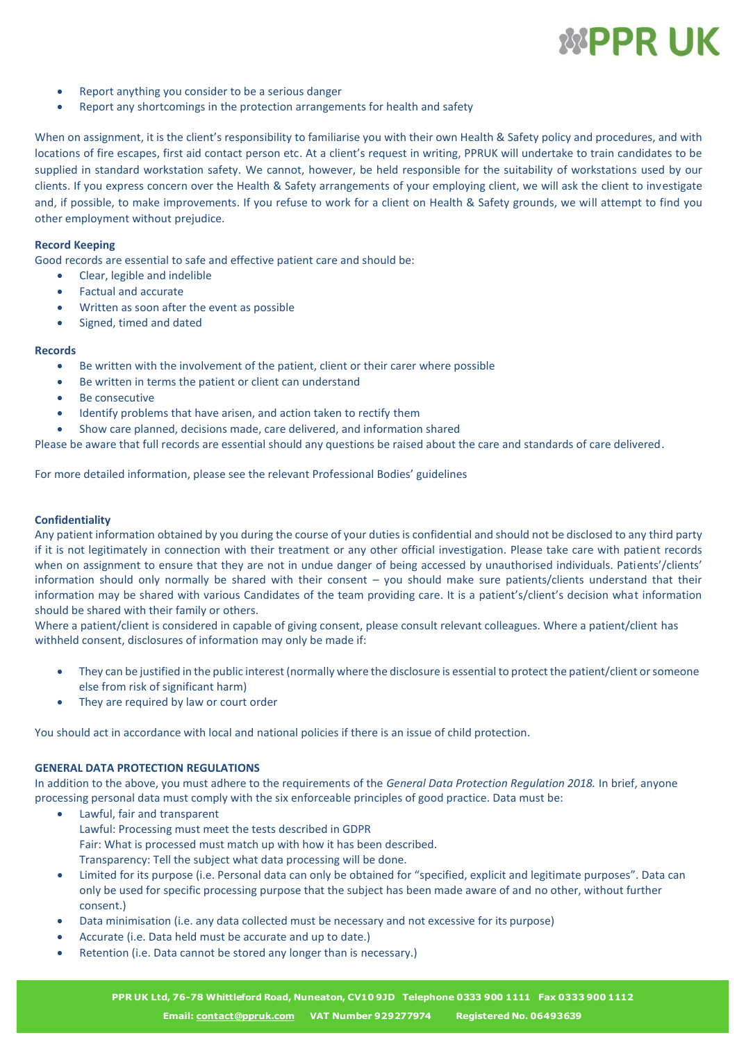- Report anything you consider to be a serious danger
- Report any shortcomings in the protection arrangements for health and safety

When on assignment, it is the client's responsibility to familiarise you with their own Health & Safety policy and procedures, and with locations of fire escapes, first aid contact person etc. At a client's request in writing, PPRUK will undertake to train candidates to be supplied in standard workstation safety. We cannot, however, be held responsible for the suitability of workstations used by our clients. If you express concern over the Health & Safety arrangements of your employing client, we will ask the client to investigate and, if possible, to make improvements. If you refuse to work for a client on Health & Safety grounds, we will attempt to find you other employment without prejudice.

**Record Keeping**

Good records are essential to safe and effective patient care and should be:

- Clear, legible and indelible
- Factual and accurate
- Written as soon after the event as possible
- Signed, timed and dated

**Records**

- Be written with the involvement of the patient, client or their carer where possible
- Be written in terms the patient or client can understand
- Be consecutive
- Identify problems that have arisen, and action taken to rectify them
- Show care planned, decisions made, care delivered, and information shared

Please be aware that full records are essential should any questions be raised about the care and standards of care delivered.

For more detailed information, please see the relevant Professional Bodies' guidelines

**Confidentiality**

Any patient information obtained by you during the course of your duties is confidential and should not be disclosed to any third party if it is not legitimately in connection with their treatment or any other official investigation. Please take care with patient records when on assignment to ensure that they are not in undue danger of being accessed by unauthorised individuals. Patients'/clients' information should only normally be shared with their consent – you should make sure patients/clients understand that their information may be shared with various Candidates of the team providing care. It is a patient's/client's decision what information should be shared with their family or others.

Where a patient/client is considered in capable of giving consent, please consult relevant colleagues. Where a patient/client has withheld consent, disclosures of information may only be made if:

- They can be justified in the public interest (normally where the disclosure is essential to protect the patient/client or someone else from risk of significant harm)
- They are required by law or court order

You should act in accordance with local and national policies if there is an issue of child protection.

**GENERAL DATA PROTECTION REGULATIONS**

In addition to the above, you must adhere to the requirements of the *General Data Protection Regulation 2018.* In brief, anyone processing personal data must comply with the six enforceable principles of good practice. Data must be:

- Lawful, fair and transparent
  Lawful: Processing must meet the tests described in GDPR
  Fair: What is processed must match up with how it has been described.
  Transparency: Tell the subject what data processing will be done.
- Limited for its purpose (i.e. Personal data can only be obtained for "specified, explicit and legitimate purposes". Data can only be used for specific processing purpose that the subject has been made aware of and no other, without further consent.)
- Data minimisation (i.e. any data collected must be necessary and not excessive for its purpose)
- Accurate (i.e. Data held must be accurate and up to date.)
- Retention (i.e. Data cannot be stored any longer than is necessary.)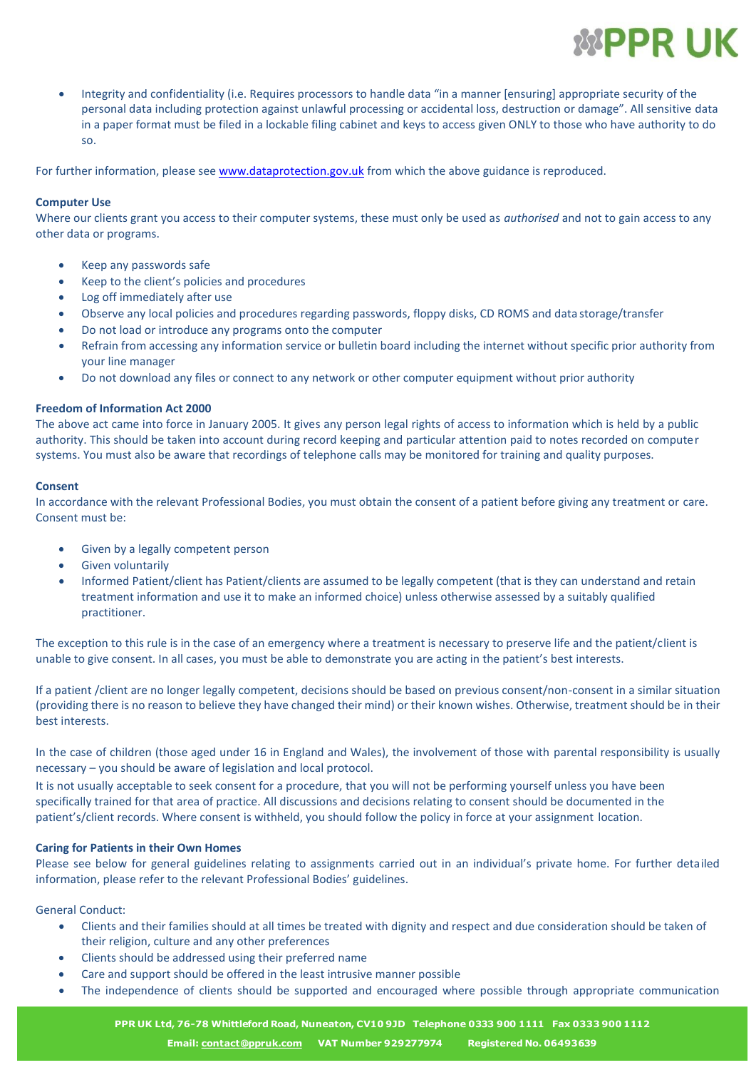- Integrity and confidentiality (i.e. Requires processors to handle data "in a manner [ensuring] appropriate security of the personal data including protection against unlawful processing or accidental loss, destruction or damage". All sensitive data in a paper format must be filed in a lockable filing cabinet and keys to access given ONLY to those who have authority to do so.

For further information, please see www.dataprotection.gov.uk from which the above guidance is reproduced.

**Computer Use**

Where our clients grant you access to their computer systems, these must only be used as *authorised* and not to gain access to any other data or programs.

- Keep any passwords safe
- Keep to the client's policies and procedures
- Log off immediately after use
- Observe any local policies and procedures regarding passwords, floppy disks, CD ROMS and data storage/transfer
- Do not load or introduce any programs onto the computer
- Refrain from accessing any information service or bulletin board including the internet without specific prior authority from your line manager
- Do not download any files or connect to any network or other computer equipment without prior authority

**Freedom of Information Act 2000**

The above act came into force in January 2005. It gives any person legal rights of access to information which is held by a public authority. This should be taken into account during record keeping and particular attention paid to notes recorded on computer systems. You must also be aware that recordings of telephone calls may be monitored for training and quality purposes.

**Consent**

In accordance with the relevant Professional Bodies, you must obtain the consent of a patient before giving any treatment or care. Consent must be:

- Given by a legally competent person
- Given voluntarily
- Informed Patient/client has Patient/clients are assumed to be legally competent (that is they can understand and retain treatment information and use it to make an informed choice) unless otherwise assessed by a suitably qualified practitioner.

The exception to this rule is in the case of an emergency where a treatment is necessary to preserve life and the patient/client is unable to give consent. In all cases, you must be able to demonstrate you are acting in the patient's best interests.

If a patient /client are no longer legally competent, decisions should be based on previous consent/non-consent in a similar situation (providing there is no reason to believe they have changed their mind) or their known wishes. Otherwise, treatment should be in their best interests.

In the case of children (those aged under 16 in England and Wales), the involvement of those with parental responsibility is usually necessary – you should be aware of legislation and local protocol.

It is not usually acceptable to seek consent for a procedure, that you will not be performing yourself unless you have been specifically trained for that area of practice. All discussions and decisions relating to consent should be documented in the patient's/client records. Where consent is withheld, you should follow the policy in force at your assignment location.

**Caring for Patients in their Own Homes**

Please see below for general guidelines relating to assignments carried out in an individual's private home. For further detailed information, please refer to the relevant Professional Bodies' guidelines.

General Conduct:

- Clients and their families should at all times be treated with dignity and respect and due consideration should be taken of their religion, culture and any other preferences
- Clients should be addressed using their preferred name
- Care and support should be offered in the least intrusive manner possible
- The independence of clients should be supported and encouraged where possible through appropriate communication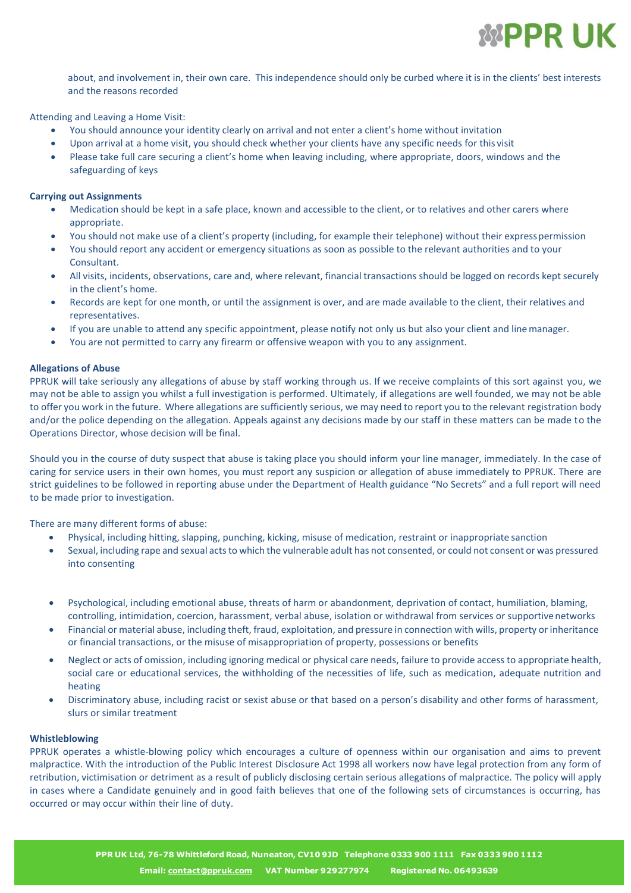about, and involvement in, their own care. This independence should only be curbed where it is in the clients' best interests and the reasons recorded

Attending and Leaving a Home Visit:

- You should announce your identity clearly on arrival and not enter a client's home without invitation
- Upon arrival at a home visit, you should check whether your clients have any specific needs for this visit
- Please take full care securing a client's home when leaving including, where appropriate, doors, windows and the safeguarding of keys

**Carrying out Assignments**

- Medication should be kept in a safe place, known and accessible to the client, or to relatives and other carers where appropriate.
- You should not make use of a client's property (including, for example their telephone) without their express permission
- You should report any accident or emergency situations as soon as possible to the relevant authorities and to your Consultant.
- All visits, incidents, observations, care and, where relevant, financial transactions should be logged on records kept securely in the client's home.
- Records are kept for one month, or until the assignment is over, and are made available to the client, their relatives and representatives.
- If you are unable to attend any specific appointment, please notify not only us but also your client and line manager.
- You are not permitted to carry any firearm or offensive weapon with you to any assignment.

**Allegations of Abuse**

PPRUK will take seriously any allegations of abuse by staff working through us. If we receive complaints of this sort against you, we may not be able to assign you whilst a full investigation is performed. Ultimately, if allegations are well founded, we may not be able to offer you work in the future. Where allegations are sufficiently serious, we may need to report you to the relevant registration body and/or the police depending on the allegation. Appeals against any decisions made by our staff in these matters can be made to the Operations Director, whose decision will be final.

Should you in the course of duty suspect that abuse is taking place you should inform your line manager, immediately. In the case of caring for service users in their own homes, you must report any suspicion or allegation of abuse immediately to PPRUK. There are strict guidelines to be followed in reporting abuse under the Department of Health guidance "No Secrets" and a full report will need to be made prior to investigation.

There are many different forms of abuse:

- Physical, including hitting, slapping, punching, kicking, misuse of medication, restraint or inappropriate sanction
- Sexual, including rape and sexual acts to which the vulnerable adult has not consented, or could not consent or was pressured into consenting
- Psychological, including emotional abuse, threats of harm or abandonment, deprivation of contact, humiliation, blaming, controlling, intimidation, coercion, harassment, verbal abuse, isolation or withdrawal from services or supportive networks
- Financial or material abuse, including theft, fraud, exploitation, and pressure in connection with wills, property or inheritance or financial transactions, or the misuse of misappropriation of property, possessions or benefits
- Neglect or acts of omission, including ignoring medical or physical care needs, failure to provide access to appropriate health, social care or educational services, the withholding of the necessities of life, such as medication, adequate nutrition and heating
- Discriminatory abuse, including racist or sexist abuse or that based on a person's disability and other forms of harassment, slurs or similar treatment

**Whistleblowing**

PPRUK operates a whistle-blowing policy which encourages a culture of openness within our organisation and aims to prevent malpractice. With the introduction of the Public Interest Disclosure Act 1998 all workers now have legal protection from any form of retribution, victimisation or detriment as a result of publicly disclosing certain serious allegations of malpractice. The policy will apply in cases where a Candidate genuinely and in good faith believes that one of the following sets of circumstances is occurring, has occurred or may occur within their line of duty.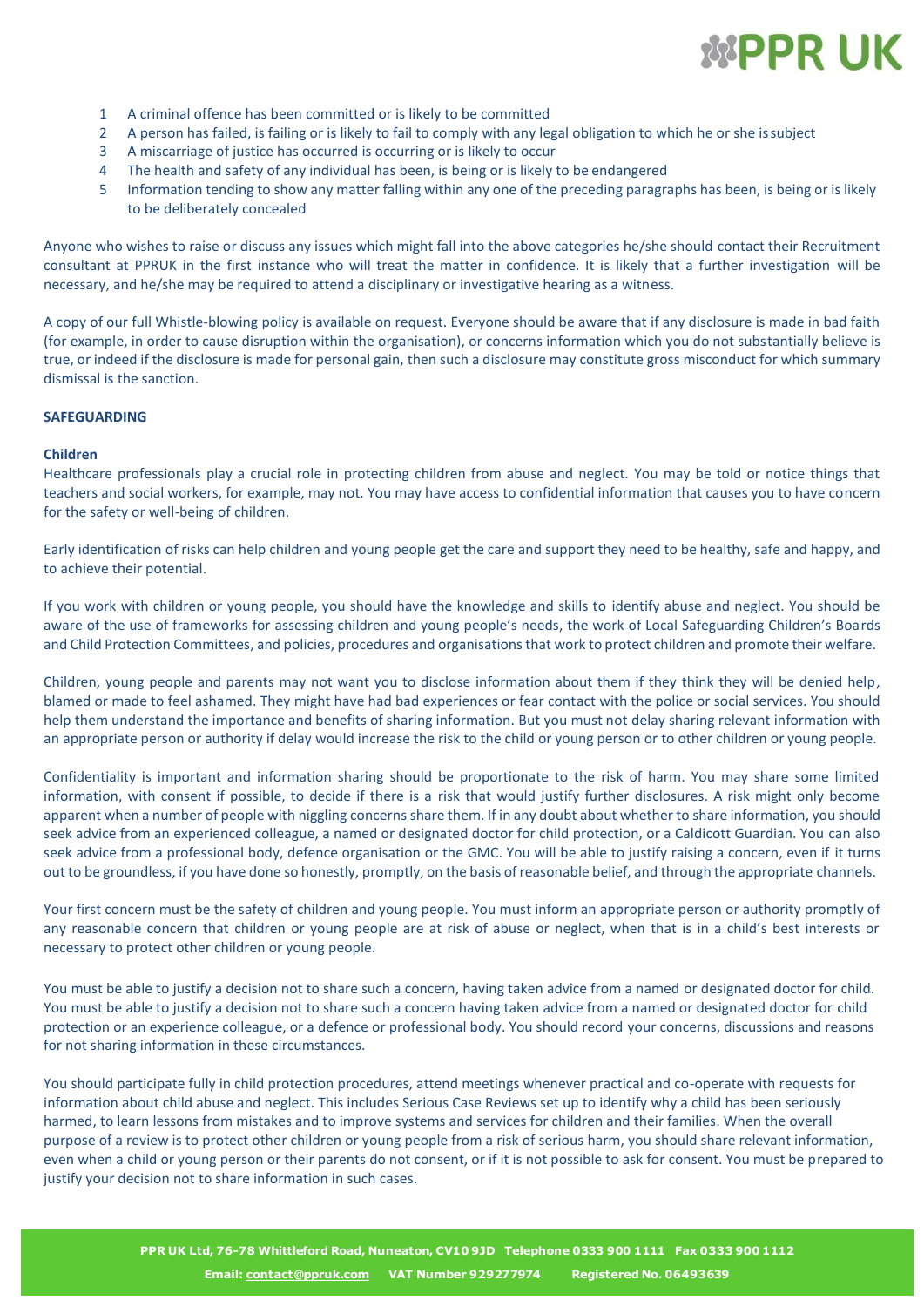1. A criminal offence has been committed or is likely to be committed
2. A person has failed, is failing or is likely to fail to comply with any legal obligation to which he or she is subject
3. A miscarriage of justice has occurred is occurring or is likely to occur
4. The health and safety of any individual has been, is being or is likely to be endangered
5. Information tending to show any matter falling within any one of the preceding paragraphs has been, is being or is likely to be deliberately concealed

Anyone who wishes to raise or discuss any issues which might fall into the above categories he/she should contact their Recruitment consultant at PPRUK in the first instance who will treat the matter in confidence. It is likely that a further investigation will be necessary, and he/she may be required to attend a disciplinary or investigative hearing as a witness.

A copy of our full Whistle-blowing policy is available on request. Everyone should be aware that if any disclosure is made in bad faith (for example, in order to cause disruption within the organisation), or concerns information which you do not substantially believe is true, or indeed if the disclosure is made for personal gain, then such a disclosure may constitute gross misconduct for which summary dismissal is the sanction.

**SAFEGUARDING**

**Children**

Healthcare professionals play a crucial role in protecting children from abuse and neglect. You may be told or notice things that teachers and social workers, for example, may not. You may have access to confidential information that causes you to have concern for the safety or well-being of children.

Early identification of risks can help children and young people get the care and support they need to be healthy, safe and happy, and to achieve their potential.

If you work with children or young people, you should have the knowledge and skills to identify abuse and neglect. You should be aware of the use of frameworks for assessing children and young people's needs, the work of Local Safeguarding Children's Boards and Child Protection Committees, and policies, procedures and organisations that work to protect children and promote their welfare.

Children, young people and parents may not want you to disclose information about them if they think they will be denied help, blamed or made to feel ashamed. They might have had bad experiences or fear contact with the police or social services. You should help them understand the importance and benefits of sharing information. But you must not delay sharing relevant information with an appropriate person or authority if delay would increase the risk to the child or young person or to other children or young people.

Confidentiality is important and information sharing should be proportionate to the risk of harm. You may share some limited information, with consent if possible, to decide if there is a risk that would justify further disclosures. A risk might only become apparent when a number of people with niggling concerns share them. If in any doubt about whether to share information, you should seek advice from an experienced colleague, a named or designated doctor for child protection, or a Caldicott Guardian. You can also seek advice from a professional body, defence organisation or the GMC. You will be able to justify raising a concern, even if it turns out to be groundless, if you have done so honestly, promptly, on the basis of reasonable belief, and through the appropriate channels.

Your first concern must be the safety of children and young people. You must inform an appropriate person or authority promptly of any reasonable concern that children or young people are at risk of abuse or neglect, when that is in a child's best interests or necessary to protect other children or young people.

You must be able to justify a decision not to share such a concern, having taken advice from a named or designated doctor for child. You must be able to justify a decision not to share such a concern having taken advice from a named or designated doctor for child protection or an experience colleague, or a defence or professional body. You should record your concerns, discussions and reasons for not sharing information in these circumstances.

You should participate fully in child protection procedures, attend meetings whenever practical and co-operate with requests for information about child abuse and neglect. This includes Serious Case Reviews set up to identify why a child has been seriously harmed, to learn lessons from mistakes and to improve systems and services for children and their families. When the overall purpose of a review is to protect other children or young people from a risk of serious harm, you should share relevant information, even when a child or young person or their parents do not consent, or if it is not possible to ask for consent. You must be prepared to justify your decision not to share information in such cases.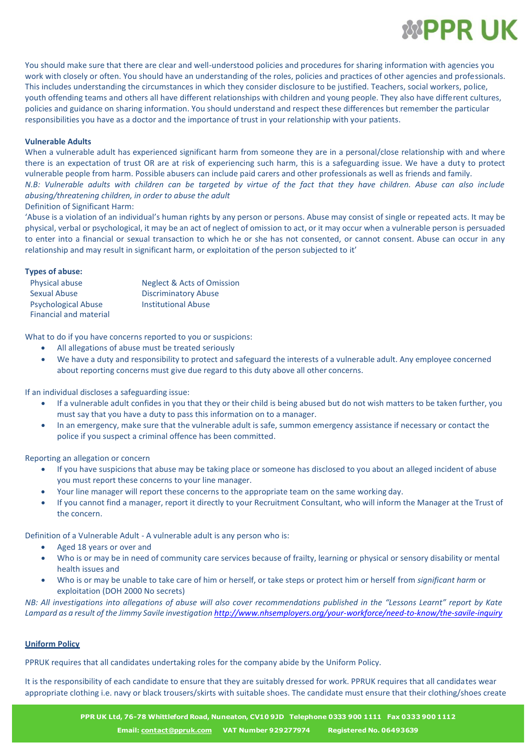You should make sure that there are clear and well-understood policies and procedures for sharing information with agencies you work with closely or often. You should have an understanding of the roles, policies and practices of other agencies and professionals. This includes understanding the circumstances in which they consider disclosure to be justified. Teachers, social workers, police, youth offending teams and others all have different relationships with children and young people. They also have different cultures, policies and guidance on sharing information. You should understand and respect these differences but remember the particular responsibilities you have as a doctor and the importance of trust in your relationship with your patients.

**Vulnerable Adults**

When a vulnerable adult has experienced significant harm from someone they are in a personal/close relationship with and where there is an expectation of trust OR are at risk of experiencing such harm, this is a safeguarding issue. We have a duty to protect vulnerable people from harm. Possible abusers can include paid carers and other professionals as well as friends and family.

*N.B: Vulnerable adults with children can be targeted by virtue of the fact that they have children. Abuse can also include abusing/threatening children, in order to abuse the adult*

Definition of Significant Harm:

'Abuse is a violation of an individual's human rights by any person or persons. Abuse may consist of single or repeated acts. It may be physical, verbal or psychological, it may be an act of neglect of omission to act, or it may occur when a vulnerable person is persuaded to enter into a financial or sexual transaction to which he or she has not consented, or cannot consent. Abuse can occur in any relationship and may result in significant harm, or exploitation of the person subjected to it'

**Types of abuse:**

- Physical abuse
- Sexual Abuse
- Psychological Abuse
- Financial and material
- Neglect & Acts of Omission
- Discriminatory Abuse
- Institutional Abuse

What to do if you have concerns reported to you or suspicions:

- All allegations of abuse must be treated seriously
- We have a duty and responsibility to protect and safeguard the interests of a vulnerable adult. Any employee concerned about reporting concerns must give due regard to this duty above all other concerns.

If an individual discloses a safeguarding issue:

- If a vulnerable adult confides in you that they or their child is being abused but do not wish matters to be taken further, you must say that you have a duty to pass this information on to a manager.
- In an emergency, make sure that the vulnerable adult is safe, summon emergency assistance if necessary or contact the police if you suspect a criminal offence has been committed.

Reporting an allegation or concern

- If you have suspicions that abuse may be taking place or someone has disclosed to you about an alleged incident of abuse you must report these concerns to your line manager.
- Your line manager will report these concerns to the appropriate team on the same working day.
- If you cannot find a manager, report it directly to your Recruitment Consultant, who will inform the Manager at the Trust of the concern.

Definition of a Vulnerable Adult - A vulnerable adult is any person who is:

- Aged 18 years or over and
- Who is or may be in need of community care services because of frailty, learning or physical or sensory disability or mental health issues and
- Who is or may be unable to take care of him or herself, or take steps or protect him or herself from *significant harm* or exploitation (DOH 2000 No secrets)

*NB: All investigations into allegations of abuse will also cover recommendations published in the "Lessons Learnt" report by Kate Lampard as a result of the Jimmy Savile investigation* http://www.nhsemployers.org/your-workforce/need-to-know/the-savile-inquiry

**Uniform Policy**

PPRUK requires that all candidates undertaking roles for the company abide by the Uniform Policy.

It is the responsibility of each candidate to ensure that they are suitably dressed for work. PPRUK requires that all candidates wear appropriate clothing i.e. navy or black trousers/skirts with suitable shoes. The candidate must ensure that their clothing/shoes create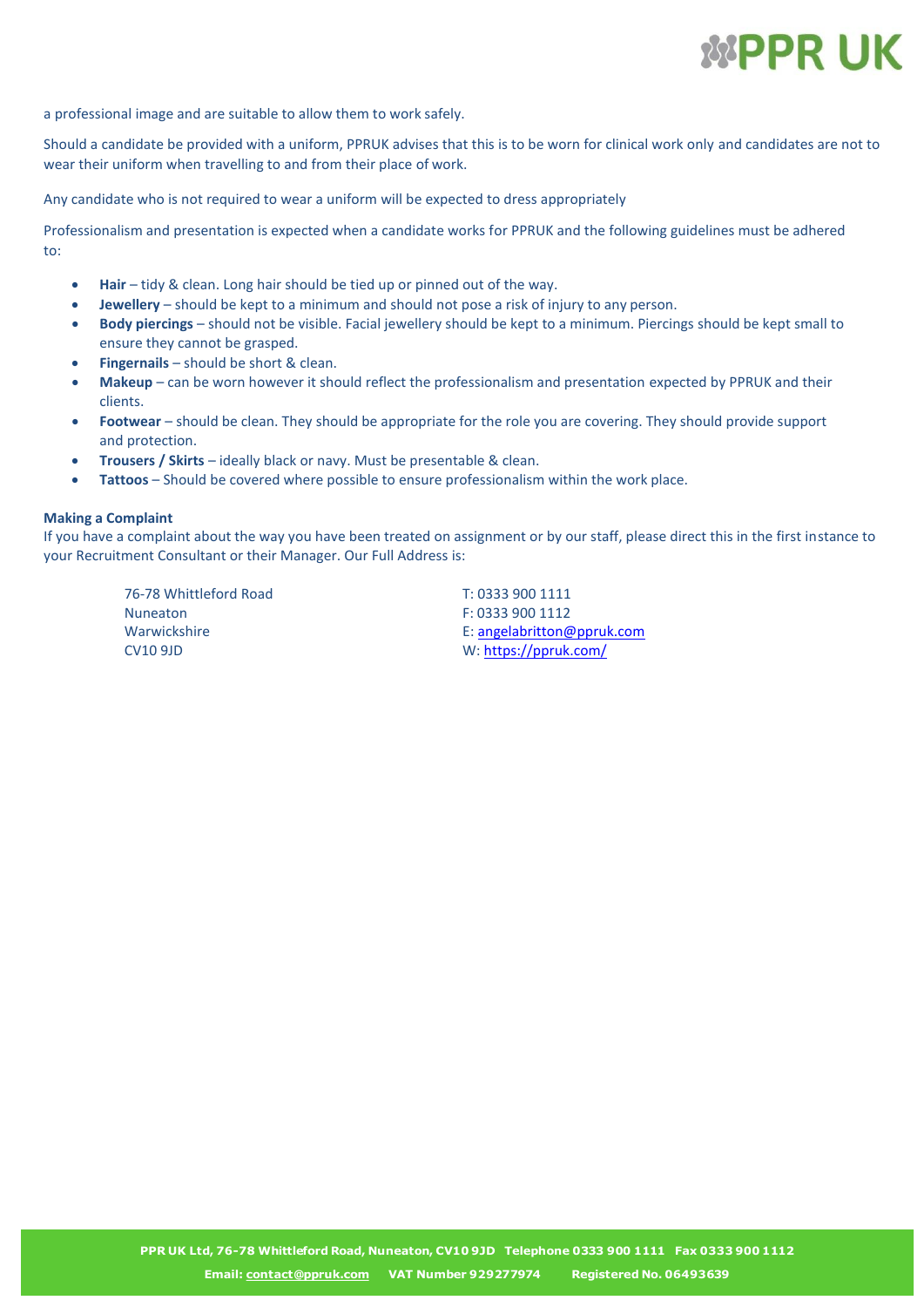a professional image and are suitable to allow them to work safely.

Should a candidate be provided with a uniform, PPRUK advises that this is to be worn for clinical work only and candidates are not to wear their uniform when travelling to and from their place of work.

Any candidate who is not required to wear a uniform will be expected to dress appropriately

Professionalism and presentation is expected when a candidate works for PPRUK and the following guidelines must be adhered to:

- **Hair** – tidy & clean. Long hair should be tied up or pinned out of the way.
- **Jewellery** – should be kept to a minimum and should not pose a risk of injury to any person.
- **Body piercings** – should not be visible. Facial jewellery should be kept to a minimum. Piercings should be kept small to ensure they cannot be grasped.
- **Fingernails** – should be short & clean.
- **Makeup** – can be worn however it should reflect the professionalism and presentation expected by PPRUK and their clients.
- **Footwear** – should be clean. They should be appropriate for the role you are covering. They should provide support and protection.
- **Trousers / Skirts** – ideally black or navy. Must be presentable & clean.
- **Tattoos** – Should be covered where possible to ensure professionalism within the work place.

**Making a Complaint**
If you have a complaint about the way you have been treated on assignment or by our staff, please direct this in the first instance to your Recruitment Consultant or their Manager. Our Full Address is:

76-78 Whittleford Road
Nuneaton
Warwickshire
CV10 9JD

T: 0333 900 1111
F: 0333 900 1112
E: angelabritton@ppruk.com
W: https://ppruk.com/